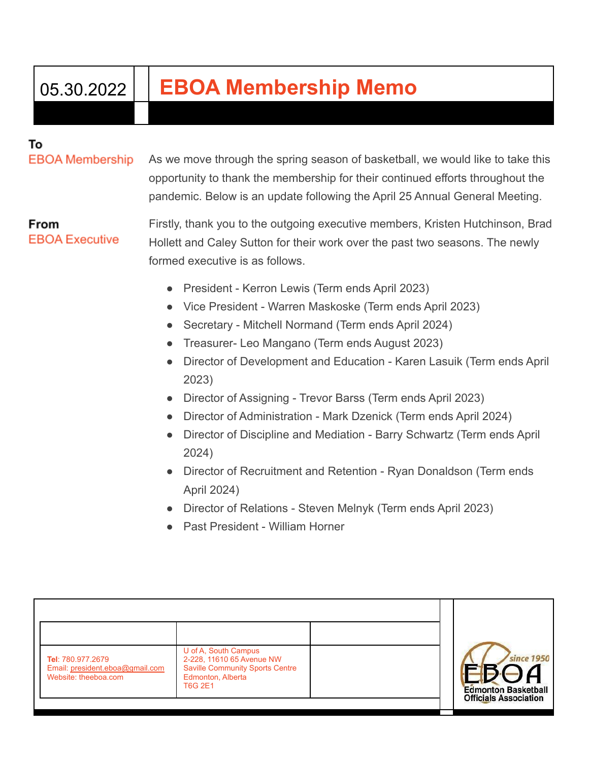05.30.2022

# EBOA Membership Memo

**To**
EBOA Membership

**From**
EBOA Executive

As we move through the spring season of basketball, we would like to take this opportunity to thank the membership for their continued efforts throughout the pandemic. Below is an update following the April 25 Annual General Meeting.

Firstly, thank you to the outgoing executive members, Kristen Hutchinson, Brad Hollett and Caley Sutton for their work over the past two seasons. The newly formed executive is as follows.

- President - Kerron Lewis (Term ends April 2023)
- Vice President - Warren Maskoske (Term ends April 2023)
- Secretary - Mitchell Normand (Term ends April 2024)
- Treasurer- Leo Mangano (Term ends August 2023)
- Director of Development and Education - Karen Lasuik (Term ends April 2023)
- Director of Assigning - Trevor Barss (Term ends April 2023)
- Director of Administration - Mark Dzenick (Term ends April 2024)
- Director of Discipline and Mediation - Barry Schwartz (Term ends April 2024)
- Director of Recruitment and Retention - Ryan Donaldson (Term ends April 2024)
- Director of Relations - Steven Melnyk (Term ends April 2023)
- Past President - William Horner

**Tel**: 780.977.2679
Email: president.eboa@gmail.com
Website: theeboa.com

U of A, South Campus
2-228, 11610 65 Avenue NW
Saville Community Sports Centre
Edmonton, Alberta
T6G 2E1

since 1950
EBOA
Edmonton Basketball Officials Association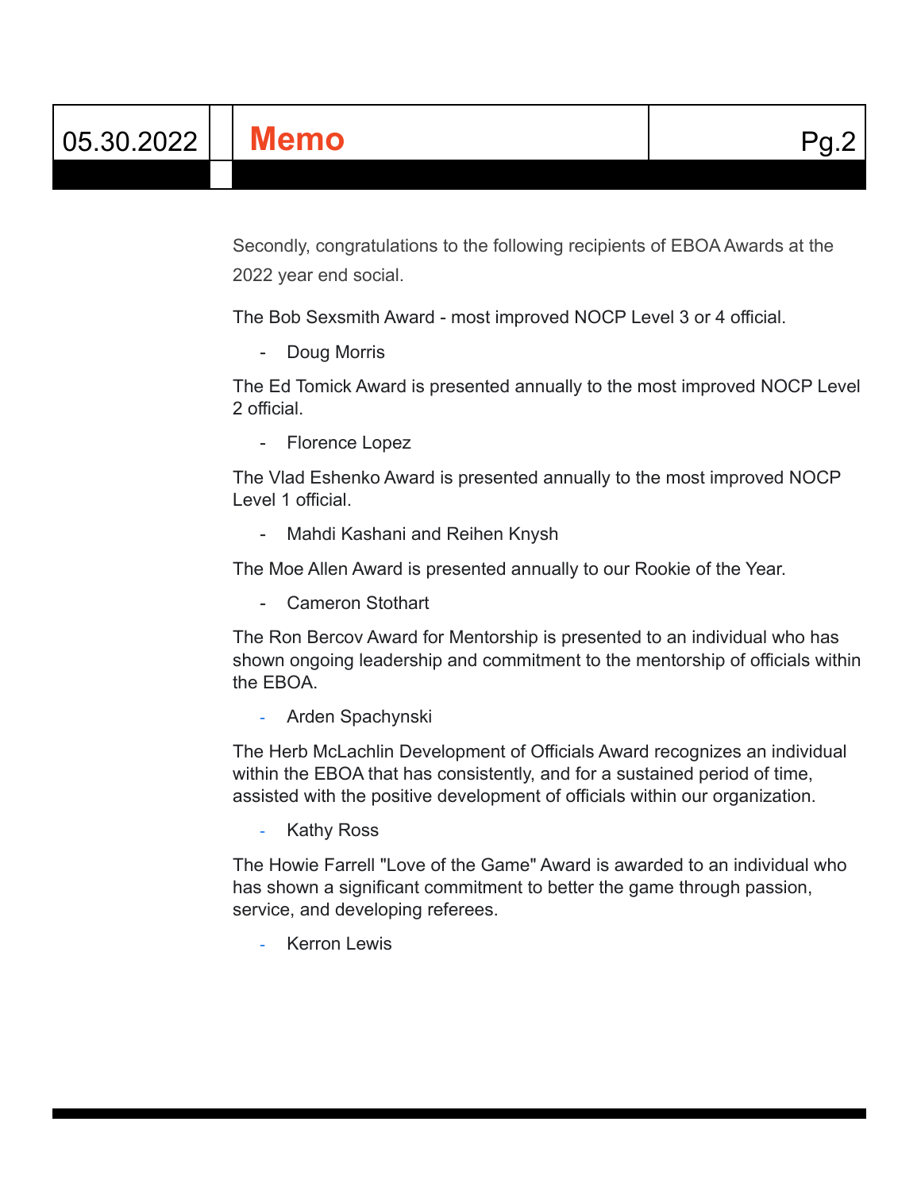Secondly, congratulations to the following recipients of EBOA Awards at the 2022 year end social.

The Bob Sexsmith Award - most improved NOCP Level 3 or 4 official.

- Doug Morris

The Ed Tomick Award is presented annually to the most improved NOCP Level 2 official.

- Florence Lopez

The Vlad Eshenko Award is presented annually to the most improved NOCP Level 1 official.

- Mahdi Kashani and Reihen Knysh

The Moe Allen Award is presented annually to our Rookie of the Year.

- Cameron Stothart

The Ron Bercov Award for Mentorship is presented to an individual who has shown ongoing leadership and commitment to the mentorship of officials within the EBOA.

- Arden Spachynski

The Herb McLachlin Development of Officials Award recognizes an individual within the EBOA that has consistently, and for a sustained period of time, assisted with the positive development of officials within our organization.

- Kathy Ross

The Howie Farrell "Love of the Game" Award is awarded to an individual who has shown a significant commitment to better the game through passion, service, and developing referees.

- Kerron Lewis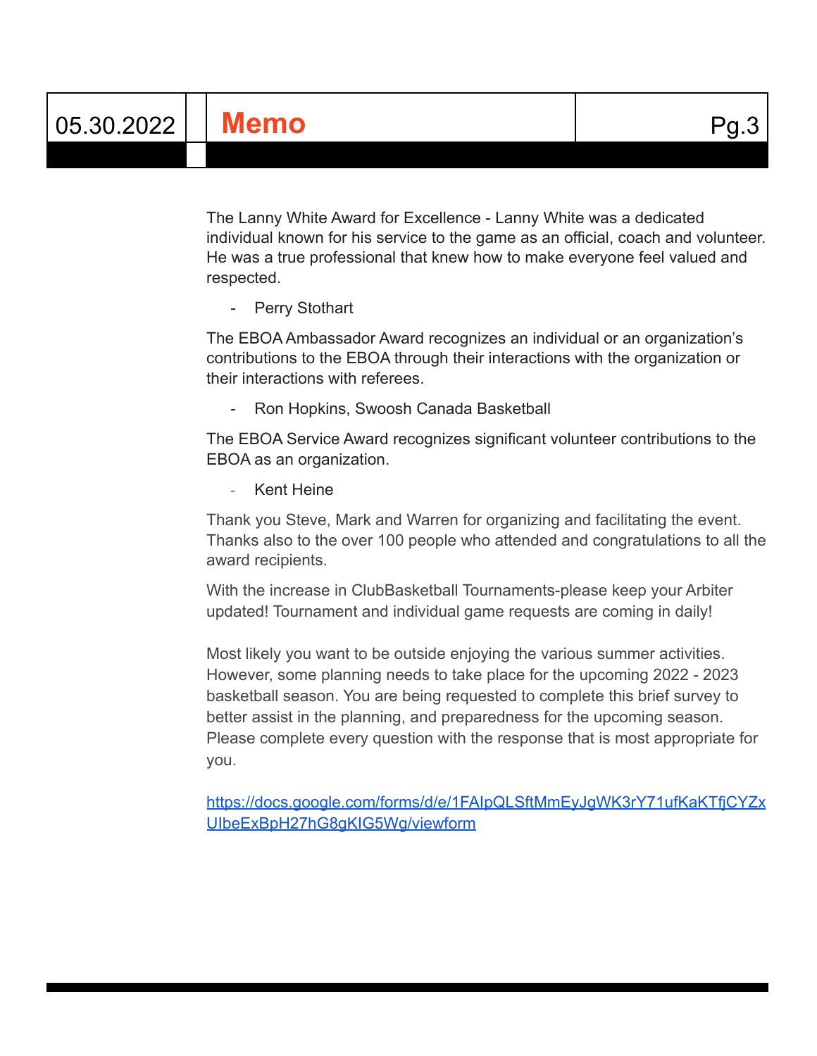The Lanny White Award for Excellence - Lanny White was a dedicated individual known for his service to the game as an official, coach and volunteer. He was a true professional that knew how to make everyone feel valued and respected.

- Perry Stothart

The EBOA Ambassador Award recognizes an individual or an organization's contributions to the EBOA through their interactions with the organization or their interactions with referees.

- Ron Hopkins, Swoosh Canada Basketball

The EBOA Service Award recognizes significant volunteer contributions to the EBOA as an organization.

- Kent Heine

Thank you Steve, Mark and Warren for organizing and facilitating the event. Thanks also to the over 100 people who attended and congratulations to all the award recipients.

With the increase in ClubBasketball Tournaments-please keep your Arbiter updated! Tournament and individual game requests are coming in daily!

Most likely you want to be outside enjoying the various summer activities. However, some planning needs to take place for the upcoming 2022 - 2023 basketball season. You are being requested to complete this brief survey to better assist in the planning, and preparedness for the upcoming season. Please complete every question with the response that is most appropriate for you.

https://docs.google.com/forms/d/e/1FAIpQLSftMmEyJgWK3rY71ufKaKTfjCYZxUIbeExBpH27hG8gKIG5Wg/viewform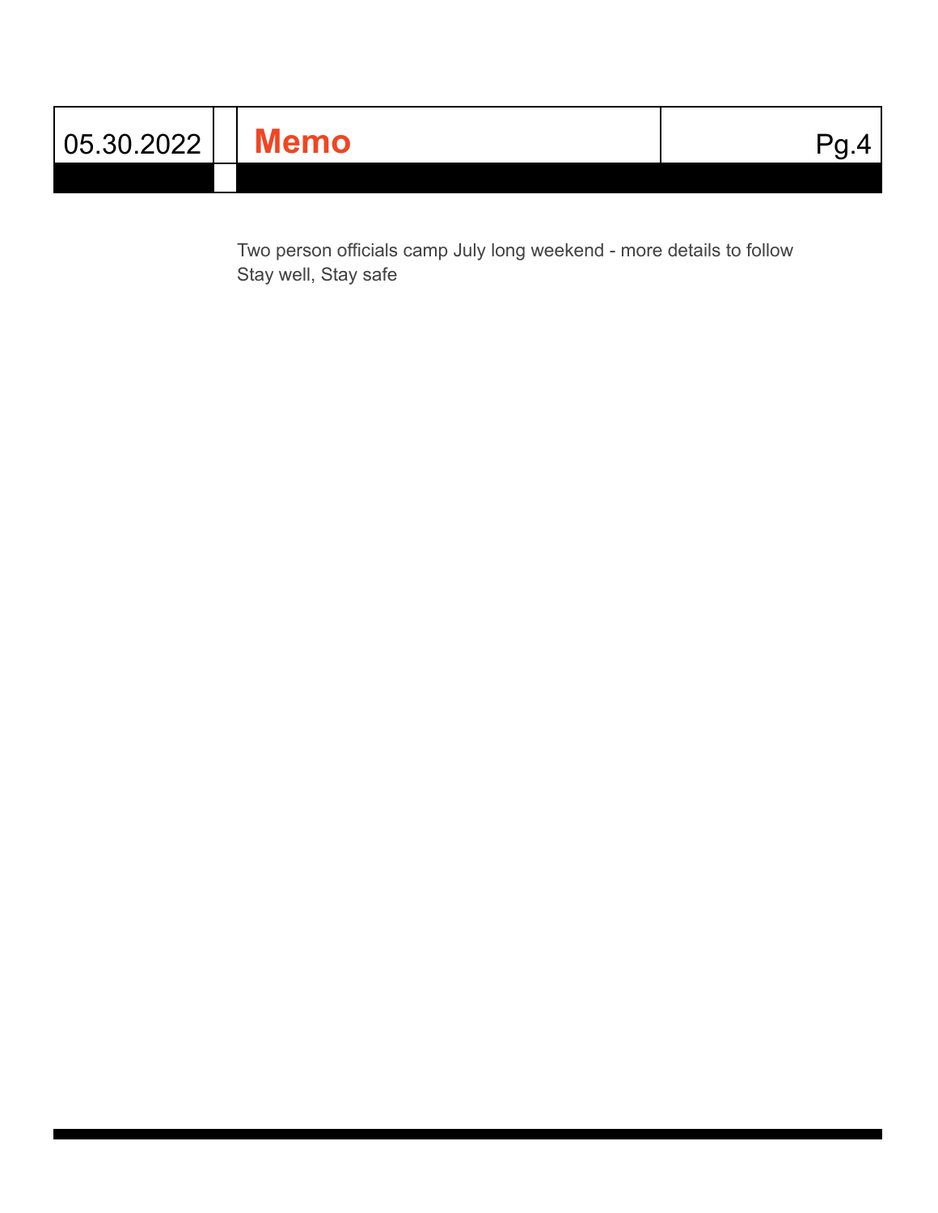Two person officials camp July long weekend - more details to follow
Stay well, Stay safe